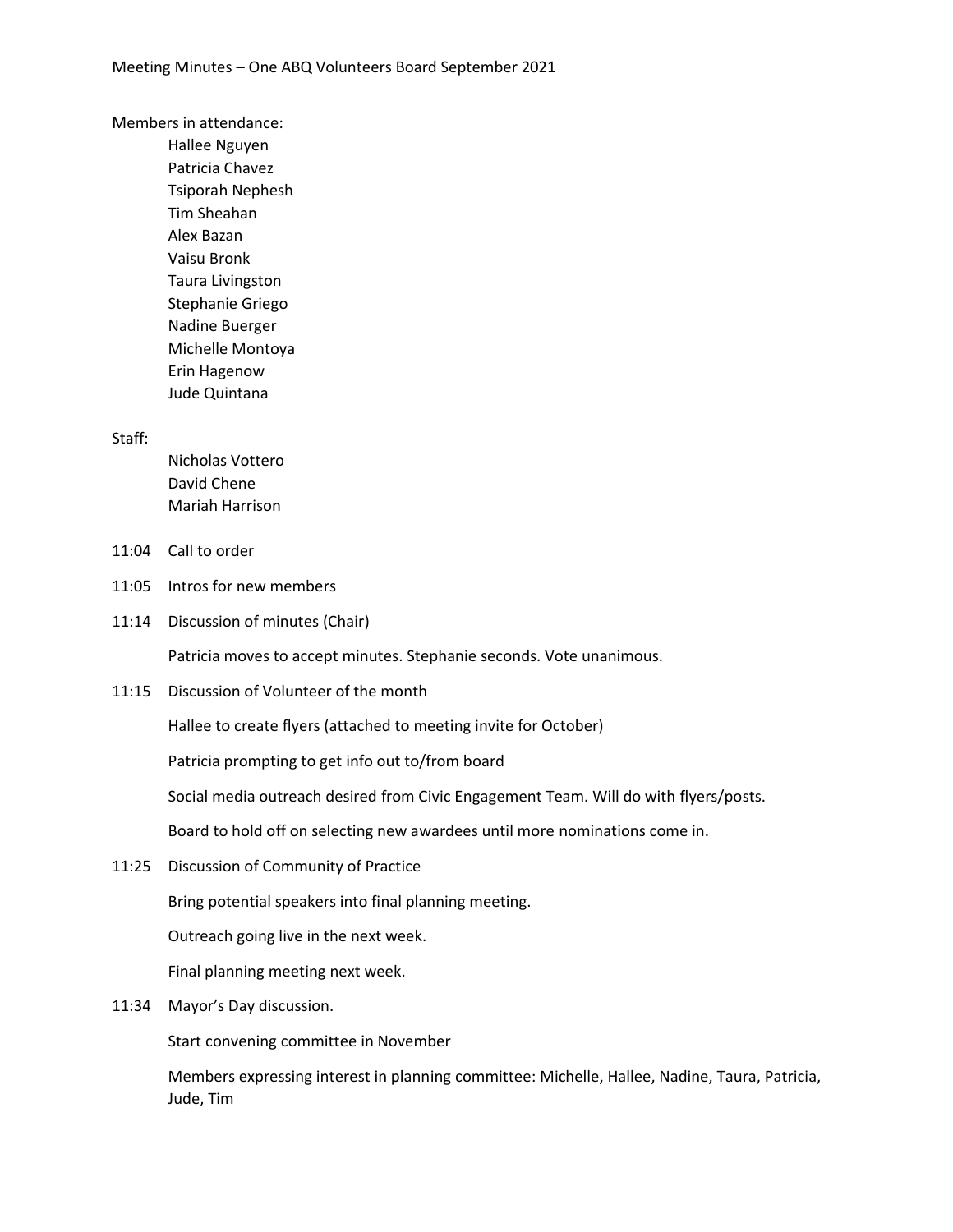# Meeting Minutes – One ABQ Volunteers Board September 2021

Members in attendance:

- Hallee Nguyen
- Patricia Chavez
- Tsiporah Nephesh
- Tim Sheahan
- Alex Bazan
- Vaisu Bronk
- Taura Livingston
- Stephanie Griego
- Nadine Buerger
- Michelle Montoya
- Erin Hagenow
- Jude Quintana

Staff:

- Nicholas Vottero
- David Chene
- Mariah Harrison

11:04 Call to order

11:05 Intros for new members

11:14 Discussion of minutes (Chair)

Patricia moves to accept minutes. Stephanie seconds. Vote unanimous.

11:15 Discussion of Volunteer of the month

Hallee to create flyers (attached to meeting invite for October)

Patricia prompting to get info out to/from board

Social media outreach desired from Civic Engagement Team. Will do with flyers/posts.

Board to hold off on selecting new awardees until more nominations come in.

11:25 Discussion of Community of Practice

Bring potential speakers into final planning meeting.

Outreach going live in the next week.

Final planning meeting next week.

11:34 Mayor's Day discussion.

Start convening committee in November

Members expressing interest in planning committee: Michelle, Hallee, Nadine, Taura, Patricia, Jude, Tim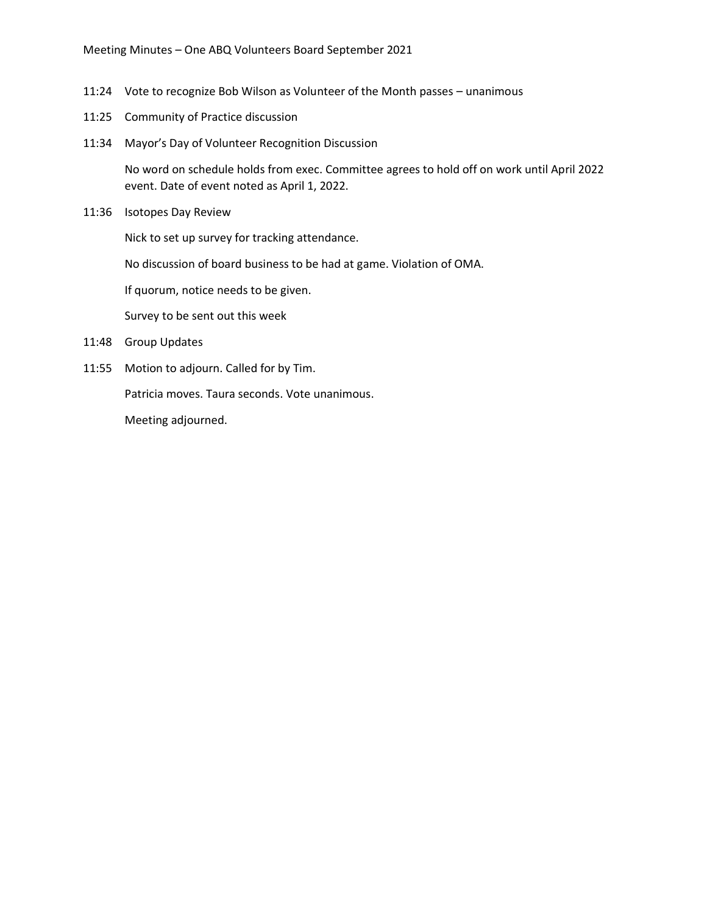11:24 Vote to recognize Bob Wilson as Volunteer of the Month passes – unanimous

11:25 Community of Practice discussion

11:34 Mayor's Day of Volunteer Recognition Discussion

No word on schedule holds from exec. Committee agrees to hold off on work until April 2022 event. Date of event noted as April 1, 2022.

11:36 Isotopes Day Review

Nick to set up survey for tracking attendance.

No discussion of board business to be had at game. Violation of OMA.

If quorum, notice needs to be given.

Survey to be sent out this week

11:48 Group Updates

11:55 Motion to adjourn. Called for by Tim.

Patricia moves. Taura seconds. Vote unanimous.

Meeting adjourned.